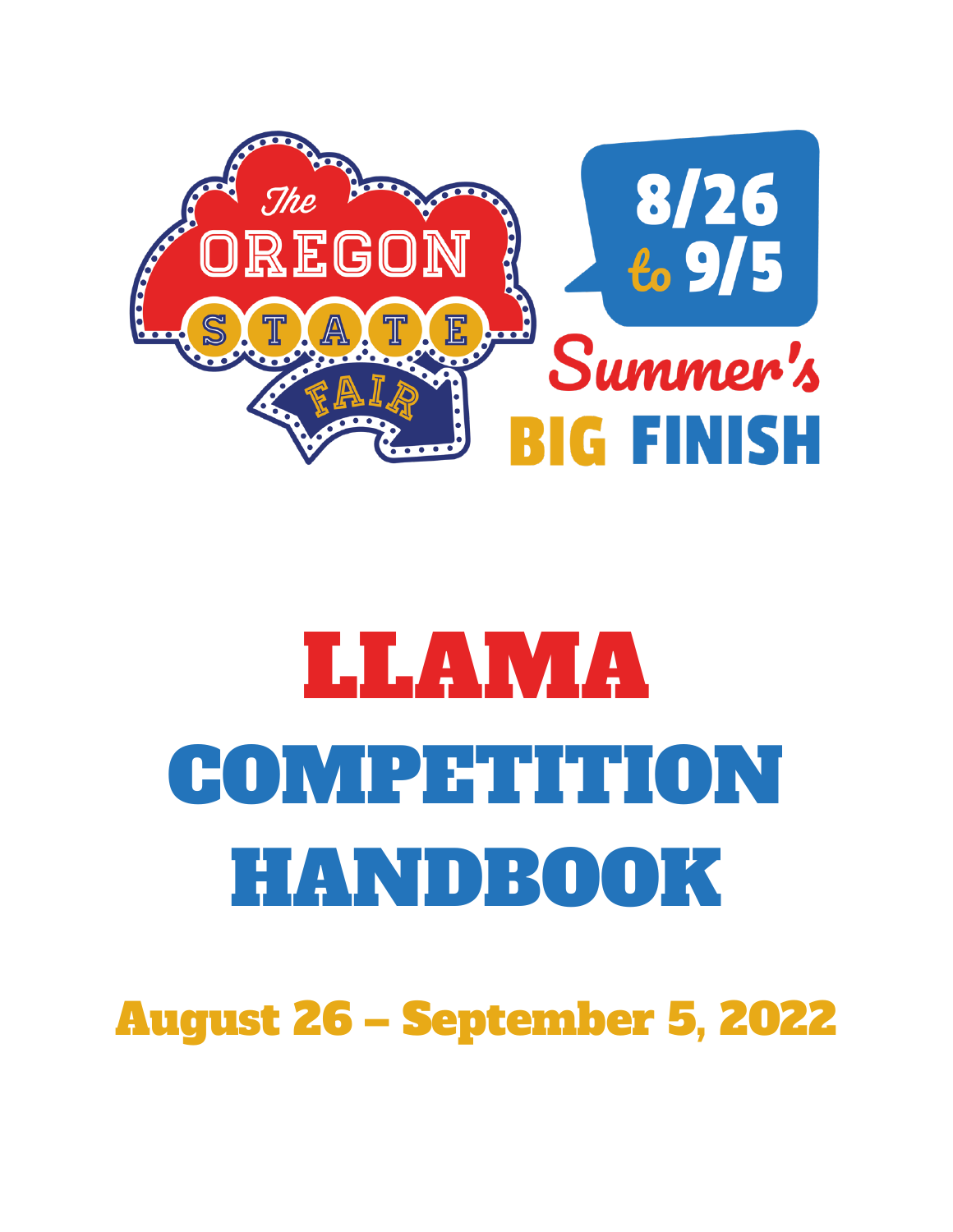The OREGON STATE FAIR

8/26 to 9/5

Summer's BIG FINISH

# LLAMA COMPETITION HANDBOOK

## August 26 – September 5, 2022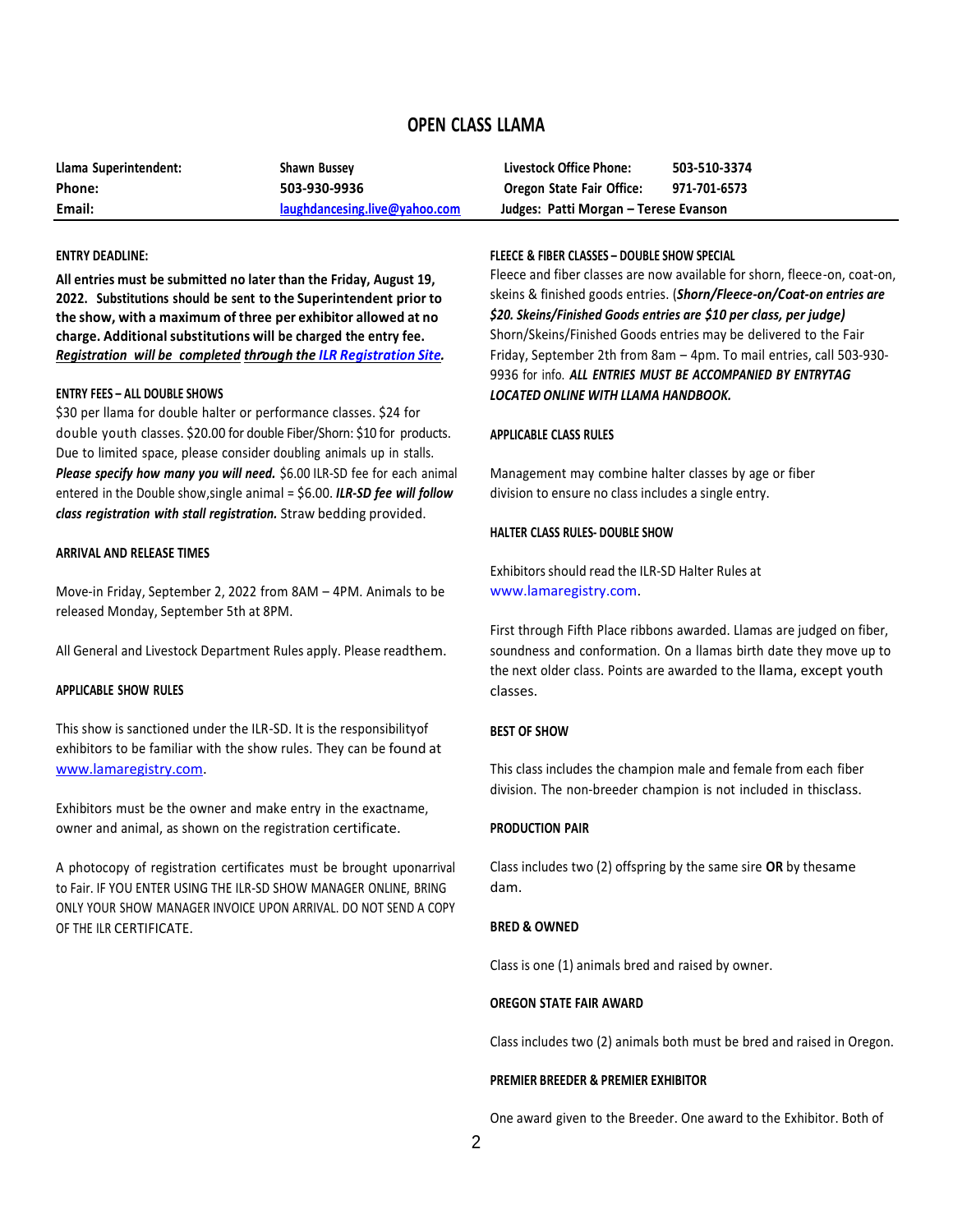# OPEN CLASS LLAMA

| | | | |
|---|---|---|---|
| **Llama Superintendent:** | **Shawn Bussey** | **Livestock Office Phone:** | **503-510-3374** |
| **Phone:** | **503-930-9936** | **Oregon State Fair Office:** | **971-701-6573** |
| **Email:** | **laughdancesing.live@yahoo.com** | **Judges: Patti Morgan – Terese Evanson** | |

### ENTRY DEADLINE:

**All entries must be submitted no later than the Friday, August 19, 2022. Substitutions should be sent to the Superintendent prior to the show, with a maximum of three per exhibitor allowed at no charge. Additional substitutions will be charged the entry fee.** ***Registration will be completed through the ILR Registration Site.***

### ENTRY FEES – ALL DOUBLE SHOWS

$30 per llama for double halter or performance classes. $24 for double youth classes. $20.00 for double Fiber/Shorn: $10 for products. Due to limited space, please consider doubling animals up in stalls. ***Please specify how many you will need.*** $6.00 ILR-SD fee for each animal entered in the Double show, single animal = $6.00. ***ILR-SD fee will follow class registration with stall registration.*** Straw bedding provided.

### ARRIVAL AND RELEASE TIMES

Move-in Friday, September 2, 2022 from 8AM – 4PM. Animals to be released Monday, September 5th at 8PM.

All General and Livestock Department Rules apply. Please readthem.

### APPLICABLE SHOW RULES

This show is sanctioned under the ILR-SD. It is the responsibilityof exhibitors to be familiar with the show rules. They can be found at www.lamaregistry.com.

Exhibitors must be the owner and make entry in the exactname, owner and animal, as shown on the registration certificate.

A photocopy of registration certificates must be brought uponarrival to Fair. IF YOU ENTER USING THE ILR-SD SHOW MANAGER ONLINE, BRING ONLY YOUR SHOW MANAGER INVOICE UPON ARRIVAL. DO NOT SEND A COPY OF THE ILR CERTIFICATE.

### FLEECE & FIBER CLASSES – DOUBLE SHOW SPECIAL

Fleece and fiber classes are now available for shorn, fleece-on, coat-on, skeins & finished goods entries. (***Shorn/Fleece-on/Coat-on entries are $20. Skeins/Finished Goods entries are $10 per class, per judge)*** Shorn/Skeins/Finished Goods entries may be delivered to the Fair Friday, September 2th from 8am – 4pm. To mail entries, call 503-930-9936 for info. ***ALL ENTRIES MUST BE ACCOMPANIED BY ENTRYTAG LOCATED ONLINE WITH LLAMA HANDBOOK.***

### APPLICABLE CLASS RULES

Management may combine halter classes by age or fiber division to ensure no class includes a single entry.

### HALTER CLASS RULES- DOUBLE SHOW

Exhibitors should read the ILR-SD Halter Rules at www.lamaregistry.com.

First through Fifth Place ribbons awarded. Llamas are judged on fiber, soundness and conformation. On a llamas birth date they move up to the next older class. Points are awarded to the llama, except youth classes.

### BEST OF SHOW

This class includes the champion male and female from each fiber division. The non-breeder champion is not included in thisclass.

### PRODUCTION PAIR

Class includes two (2) offspring by the same sire **OR** by thesame dam.

### BRED & OWNED

Class is one (1) animals bred and raised by owner.

### OREGON STATE FAIR AWARD

Class includes two (2) animals both must be bred and raised in Oregon.

### PREMIER BREEDER & PREMIER EXHIBITOR

One award given to the Breeder. One award to the Exhibitor. Both of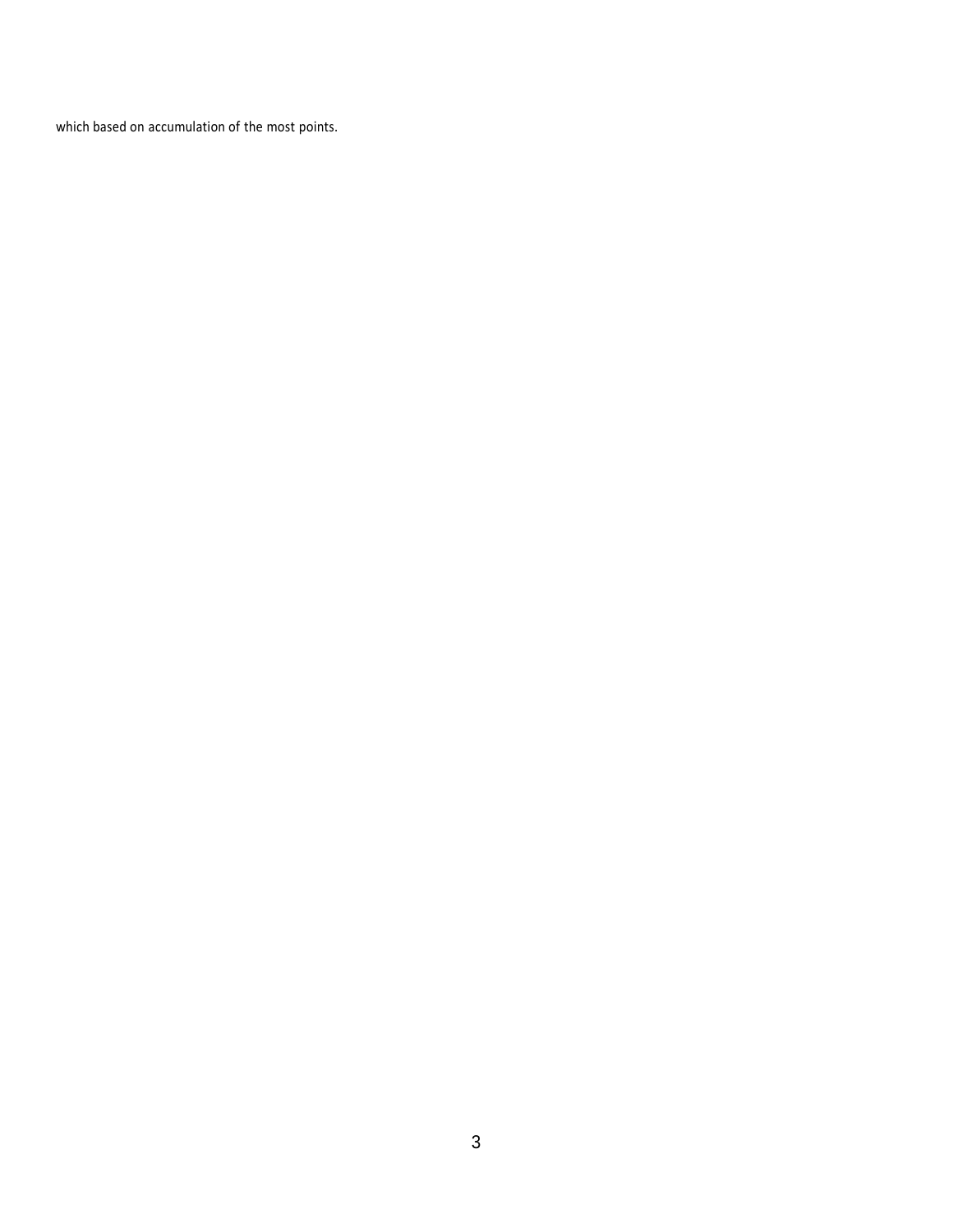which based on accumulation of the most points.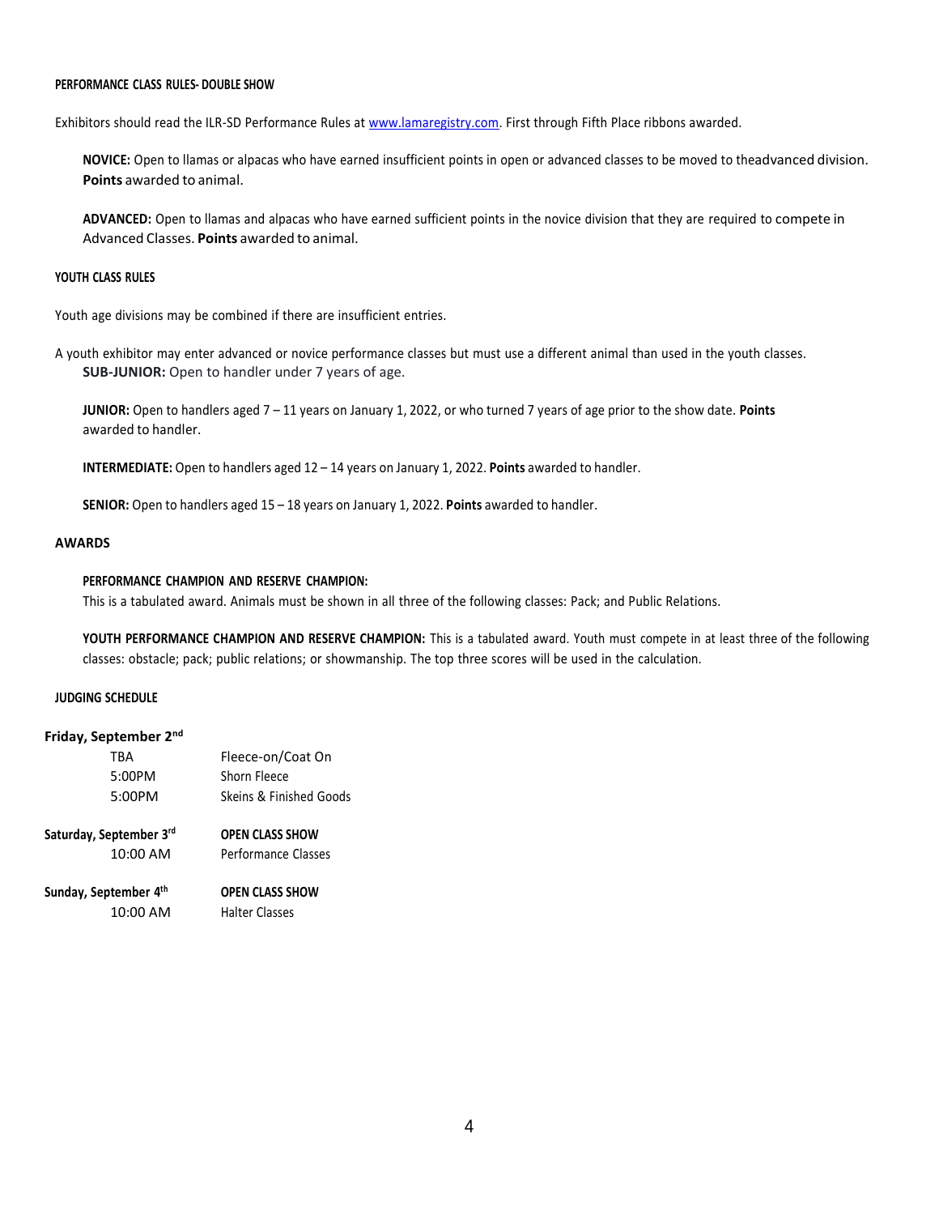#### PERFORMANCE CLASS RULES- DOUBLE SHOW

Exhibitors should read the ILR-SD Performance Rules at [www.lamaregistry.com](www.lamaregistry.com). First through Fifth Place ribbons awarded.

**NOVICE:** Open to llamas or alpacas who have earned insufficient points in open or advanced classes to be moved to theadvanced division. **Points** awarded to animal.

**ADVANCED:** Open to llamas and alpacas who have earned sufficient points in the novice division that they are required to compete in Advanced Classes. **Points** awarded to animal.

#### YOUTH CLASS RULES

Youth age divisions may be combined if there are insufficient entries.

A youth exhibitor may enter advanced or novice performance classes but must use a different animal than used in the youth classes.

**SUB-JUNIOR:** Open to handler under 7 years of age.

**JUNIOR:** Open to handlers aged 7 – 11 years on January 1, 2022, or who turned 7 years of age prior to the show date. **Points** awarded to handler.

**INTERMEDIATE:** Open to handlers aged 12 – 14 years on January 1, 2022. **Points** awarded to handler.

**SENIOR:** Open to handlers aged 15 – 18 years on January 1, 2022. **Points** awarded to handler.

#### AWARDS

**PERFORMANCE CHAMPION AND RESERVE CHAMPION:**
This is a tabulated award. Animals must be shown in all three of the following classes: Pack; and Public Relations.

**YOUTH PERFORMANCE CHAMPION AND RESERVE CHAMPION:** This is a tabulated award. Youth must compete in at least three of the following classes: obstacle; pack; public relations; or showmanship. The top three scores will be used in the calculation.

#### JUDGING SCHEDULE

**Friday, September 2nd**

| | |
|---|---|
| TBA | Fleece-on/Coat On |
| 5:00PM | Shorn Fleece |
| 5:00PM | Skeins & Finished Goods |

**Saturday, September 3rd** — **OPEN CLASS SHOW**

| | |
|---|---|
| 10:00 AM | Performance Classes |

**Sunday, September 4th** — **OPEN CLASS SHOW**

| | |
|---|---|
| 10:00 AM | Halter Classes |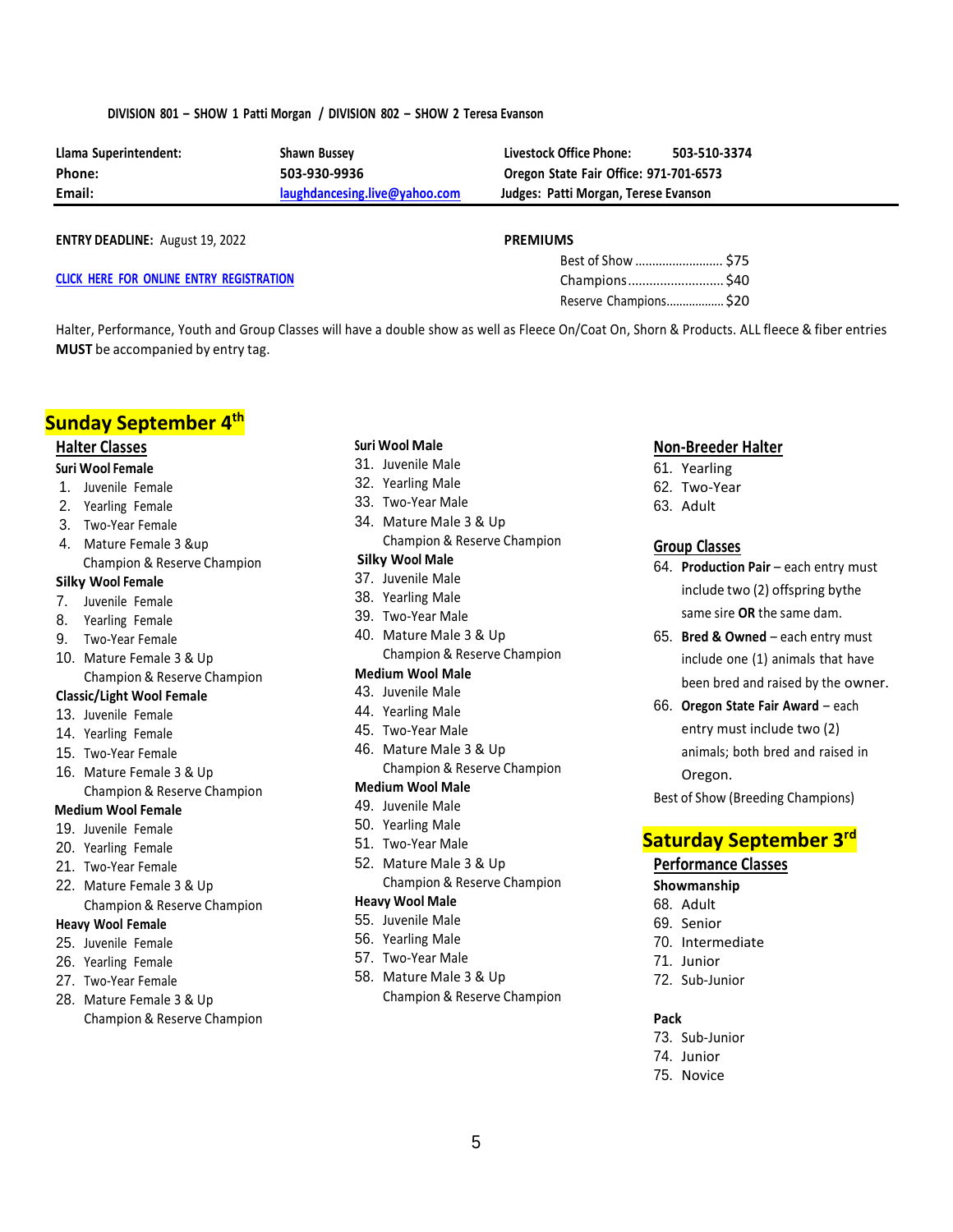**DIVISION 801 – SHOW 1 Patti Morgan / DIVISION 802 – SHOW 2 Teresa Evanson**

| | | | |
|---|---|---|---|
| **Llama Superintendent:** | **Shawn Bussey** | **Livestock Office Phone:** | **503-510-3374** |
| **Phone:** | **503-930-9936** | **Oregon State Fair Office: 971-701-6573** | |
| **Email:** | **laughdancesing.live@yahoo.com** | **Judges: Patti Morgan, Terese Evanson** | |

**ENTRY DEADLINE:** August 19, 2022

**CLICK HERE FOR ONLINE ENTRY REGISTRATION**

**PREMIUMS**

- Best of Show .......................... $75
- Champions........................... $40
- Reserve Champions................. $20

Halter, Performance, Youth and Group Classes will have a double show as well as Fleece On/Coat On, Shorn & Products. ALL fleece & fiber entries **MUST** be accompanied by entry tag.

## Sunday September 4th

### Halter Classes

**Suri Wool Female**

1. Juvenile Female
2. Yearling Female
3. Two-Year Female
4. Mature Female 3 &up

Champion & Reserve Champion

**Silky Wool Female**

7. Juvenile Female
8. Yearling Female
9. Two-Year Female
10. Mature Female 3 & Up

Champion & Reserve Champion

**Classic/Light Wool Female**

13. Juvenile Female
14. Yearling Female
15. Two-Year Female
16. Mature Female 3 & Up

Champion & Reserve Champion

**Medium Wool Female**

19. Juvenile Female
20. Yearling Female
21. Two-Year Female
22. Mature Female 3 & Up

Champion & Reserve Champion

**Heavy Wool Female**

25. Juvenile Female
26. Yearling Female
27. Two-Year Female
28. Mature Female 3 & Up

Champion & Reserve Champion

**Suri Wool Male**

31. Juvenile Male
32. Yearling Male
33. Two-Year Male
34. Mature Male 3 & Up

Champion & Reserve Champion

**Silky Wool Male**

37. Juvenile Male
38. Yearling Male
39. Two-Year Male
40. Mature Male 3 & Up

Champion & Reserve Champion

**Medium Wool Male**

43. Juvenile Male
44. Yearling Male
45. Two-Year Male
46. Mature Male 3 & Up

Champion & Reserve Champion

**Medium Wool Male**

49. Juvenile Male
50. Yearling Male
51. Two-Year Male
52. Mature Male 3 & Up

Champion & Reserve Champion

**Heavy Wool Male**

55. Juvenile Male
56. Yearling Male
57. Two-Year Male
58. Mature Male 3 & Up

Champion & Reserve Champion

### Non-Breeder Halter

61. Yearling
62. Two-Year
63. Adult

### Group Classes

64. **Production Pair** – each entry must include two (2) offspring bythe same sire **OR** the same dam.
65. **Bred & Owned** – each entry must include one (1) animals that have been bred and raised by the owner.
66. **Oregon State Fair Award** – each entry must include two (2) animals; both bred and raised in Oregon.

Best of Show (Breeding Champions)

## Saturday September 3rd

### Performance Classes

**Showmanship**

68. Adult
69. Senior
70. Intermediate
71. Junior
72. Sub-Junior

**Pack**

73. Sub-Junior
74. Junior
75. Novice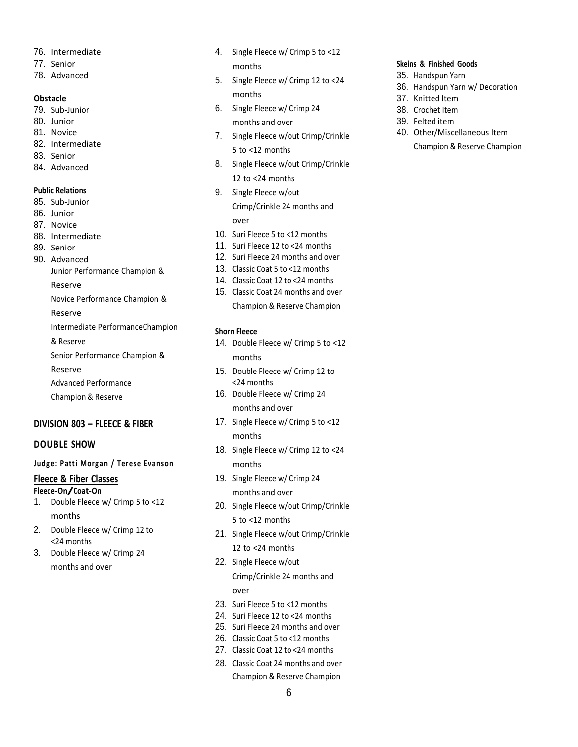76. Intermediate
77. Senior
78. Advanced

**Obstacle**

79. Sub-Junior
80. Junior
81. Novice
82. Intermediate
83. Senior
84. Advanced

**Public Relations**

85. Sub-Junior
86. Junior
87. Novice
88. Intermediate
89. Senior
90. Advanced

Junior Performance Champion & Reserve

Novice Performance Champion & Reserve

Intermediate PerformanceChampion & Reserve

Senior Performance Champion & Reserve

Advanced Performance Champion & Reserve

## DIVISION 803 – FLEECE & FIBER

## DOUBLE SHOW

**Judge: Patti Morgan / Terese Evanson**

### Fleece & Fiber Classes

**Fleece-On/Coat-On**

1. Double Fleece w/ Crimp 5 to <12 months
2. Double Fleece w/ Crimp 12 to <24 months
3. Double Fleece w/ Crimp 24 months and over
4. Single Fleece w/ Crimp 5 to <12 months
5. Single Fleece w/ Crimp 12 to <24 months
6. Single Fleece w/ Crimp 24 months and over
7. Single Fleece w/out Crimp/Crinkle 5 to <12 months
8. Single Fleece w/out Crimp/Crinkle 12 to <24 months
9. Single Fleece w/out Crimp/Crinkle 24 months and over
10. Suri Fleece 5 to <12 months
11. Suri Fleece 12 to <24 months
12. Suri Fleece 24 months and over
13. Classic Coat 5 to <12 months
14. Classic Coat 12 to <24 months
15. Classic Coat 24 months and over

Champion & Reserve Champion

**Shorn Fleece**

14. Double Fleece w/ Crimp 5 to <12 months
15. Double Fleece w/ Crimp 12 to <24 months
16. Double Fleece w/ Crimp 24 months and over
17. Single Fleece w/ Crimp 5 to <12 months
18. Single Fleece w/ Crimp 12 to <24 months
19. Single Fleece w/ Crimp 24 months and over
20. Single Fleece w/out Crimp/Crinkle 5 to <12 months
21. Single Fleece w/out Crimp/Crinkle 12 to <24 months
22. Single Fleece w/out Crimp/Crinkle 24 months and over
23. Suri Fleece 5 to <12 months
24. Suri Fleece 12 to <24 months
25. Suri Fleece 24 months and over
26. Classic Coat 5 to <12 months
27. Classic Coat 12 to <24 months
28. Classic Coat 24 months and over

Champion & Reserve Champion

**Skeins & Finished Goods**

35. Handspun Yarn
36. Handspun Yarn w/ Decoration
37. Knitted Item
38. Crochet Item
39. Felted item
40. Other/Miscellaneous Item

Champion & Reserve Champion